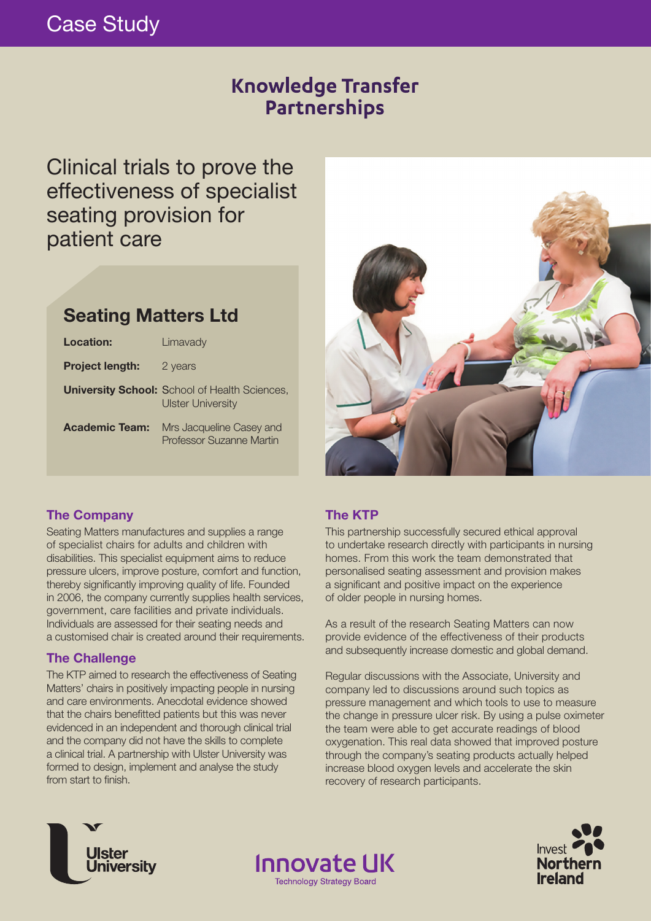Case Study

# Knowledge Transfer Partnerships

## Clinical trials to prove the effectiveness of specialist seating provision for patient care

### Seating Matters Ltd

| | |
|---|---|
| **Location:** | Limavady |
| **Project length:** | 2 years |
| **University School:** | School of Health Sciences, Ulster University |
| **Academic Team:** | Mrs Jacqueline Casey and Professor Suzanne Martin |

### The Company

Seating Matters manufactures and supplies a range of specialist chairs for adults and children with disabilities. This specialist equipment aims to reduce pressure ulcers, improve posture, comfort and function, thereby significantly improving quality of life. Founded in 2006, the company currently supplies health services, government, care facilities and private individuals. Individuals are assessed for their seating needs and a customised chair is created around their requirements.

### The Challenge

The KTP aimed to research the effectiveness of Seating Matters' chairs in positively impacting people in nursing and care environments. Anecdotal evidence showed that the chairs benefitted patients but this was never evidenced in an independent and thorough clinical trial and the company did not have the skills to complete a clinical trial. A partnership with Ulster University was formed to design, implement and analyse the study from start to finish.

### The KTP

This partnership successfully secured ethical approval to undertake research directly with participants in nursing homes. From this work the team demonstrated that personalised seating assessment and provision makes a significant and positive impact on the experience of older people in nursing homes.

As a result of the research Seating Matters can now provide evidence of the effectiveness of their products and subsequently increase domestic and global demand.

Regular discussions with the Associate, University and company led to discussions around such topics as pressure management and which tools to use to measure the change in pressure ulcer risk. By using a pulse oximeter the team were able to get accurate readings of blood oxygenation. This real data showed that improved posture through the company's seating products actually helped increase blood oxygen levels and accelerate the skin recovery of research participants.

Ulster University

Innovate UK
Technology Strategy Board

Invest Northern Ireland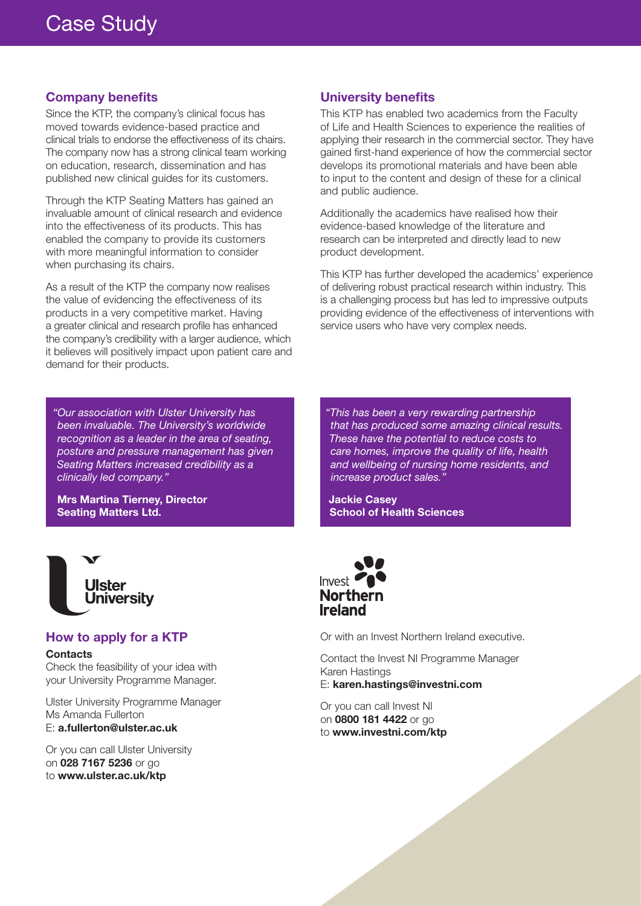# Case Study

## Company benefits

Since the KTP, the company's clinical focus has moved towards evidence-based practice and clinical trials to endorse the effectiveness of its chairs. The company now has a strong clinical team working on education, research, dissemination and has published new clinical guides for its customers.

Through the KTP Seating Matters has gained an invaluable amount of clinical research and evidence into the effectiveness of its products. This has enabled the company to provide its customers with more meaningful information to consider when purchasing its chairs.

As a result of the KTP the company now realises the value of evidencing the effectiveness of its products in a very competitive market. Having a greater clinical and research profile has enhanced the company's credibility with a larger audience, which it believes will positively impact upon patient care and demand for their products.

## University benefits

This KTP has enabled two academics from the Faculty of Life and Health Sciences to experience the realities of applying their research in the commercial sector. They have gained first-hand experience of how the commercial sector develops its promotional materials and have been able to input to the content and design of these for a clinical and public audience.

Additionally the academics have realised how their evidence-based knowledge of the literature and research can be interpreted and directly lead to new product development.

This KTP has further developed the academics' experience of delivering robust practical research within industry. This is a challenging process but has led to impressive outputs providing evidence of the effectiveness of interventions with service users who have very complex needs.

*"Our association with Ulster University has been invaluable. The University's worldwide recognition as a leader in the area of seating, posture and pressure management has given Seating Matters increased credibility as a clinically led company."*

**Mrs Martina Tierney, Director**
**Seating Matters Ltd.**

*"This has been a very rewarding partnership that has produced some amazing clinical results. These have the potential to reduce costs to care homes, improve the quality of life, health and wellbeing of nursing home residents, and increase product sales."*

**Jackie Casey**
**School of Health Sciences**

Ulster University

## How to apply for a KTP

**Contacts**
Check the feasibility of your idea with your University Programme Manager.

Ulster University Programme Manager
Ms Amanda Fullerton
E: **a.fullerton@ulster.ac.uk**

Or you can call Ulster University on **028 7167 5236** or go to **www.ulster.ac.uk/ktp**

Invest Northern Ireland

Or with an Invest Northern Ireland executive.

Contact the Invest NI Programme Manager
Karen Hastings
E: **karen.hastings@investni.com**

Or you can call Invest NI on **0800 181 4422** or go to **www.investni.com/ktp**